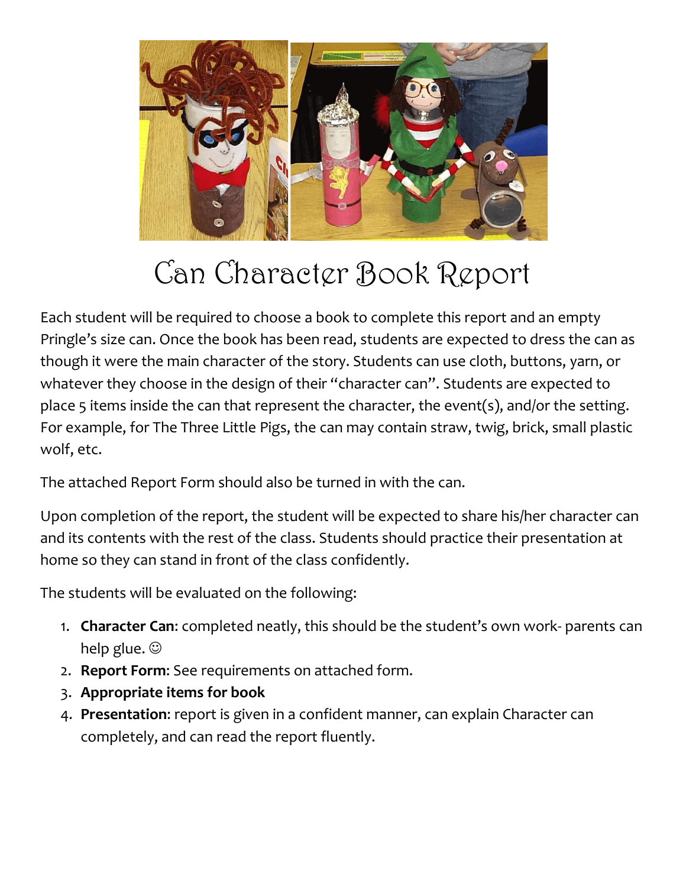# Can Character Book Report

Each student will be required to choose a book to complete this report and an empty Pringle's size can. Once the book has been read, students are expected to dress the can as though it were the main character of the story. Students can use cloth, buttons, yarn, or whatever they choose in the design of their "character can". Students are expected to place 5 items inside the can that represent the character, the event(s), and/or the setting. For example, for The Three Little Pigs, the can may contain straw, twig, brick, small plastic wolf, etc.

The attached Report Form should also be turned in with the can.

Upon completion of the report, the student will be expected to share his/her character can and its contents with the rest of the class. Students should practice their presentation at home so they can stand in front of the class confidently.

The students will be evaluated on the following:

1. **Character Can**: completed neatly, this should be the student's own work- parents can help glue. ☺
2. **Report Form**: See requirements on attached form.
3. **Appropriate items for book**
4. **Presentation**: report is given in a confident manner, can explain Character can completely, and can read the report fluently.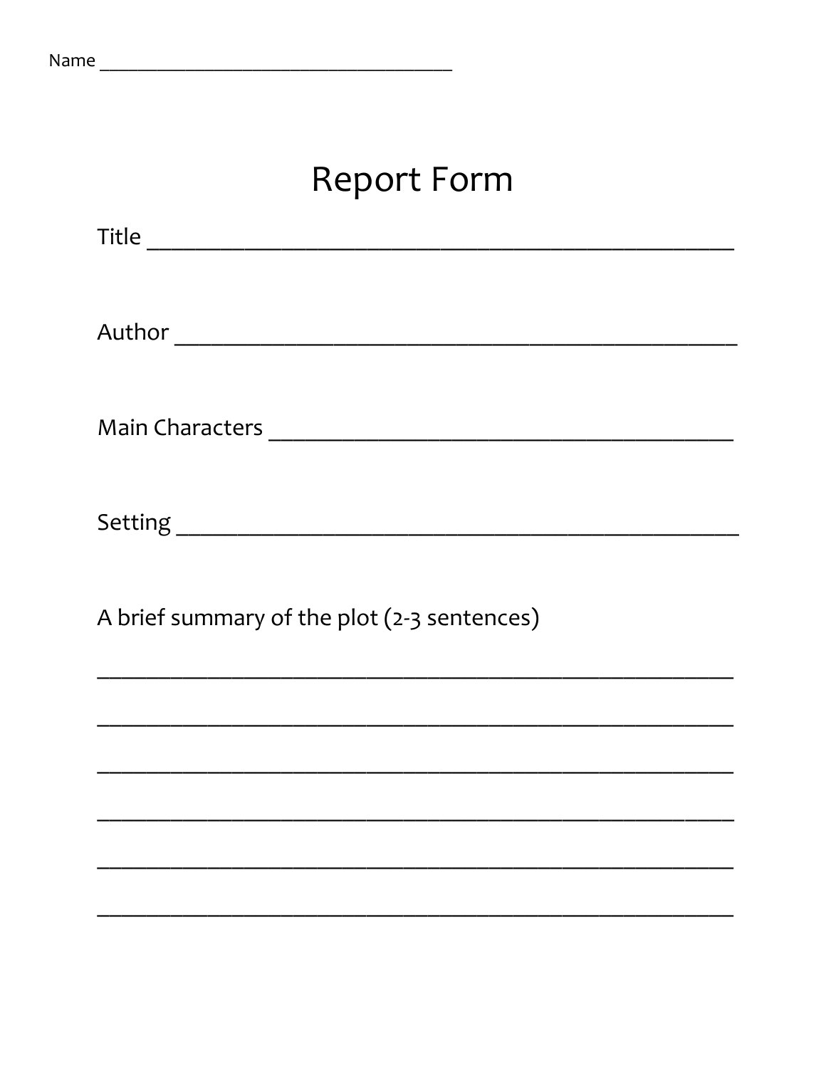Name ____________________________________

# Report Form

Title ____________________________________________________

Author __________________________________________________

Main Characters ________________________________________

Setting __________________________________________________

A brief summary of the plot (2-3 sentences)

__________________________________________________________

__________________________________________________________

__________________________________________________________

__________________________________________________________

__________________________________________________________

__________________________________________________________